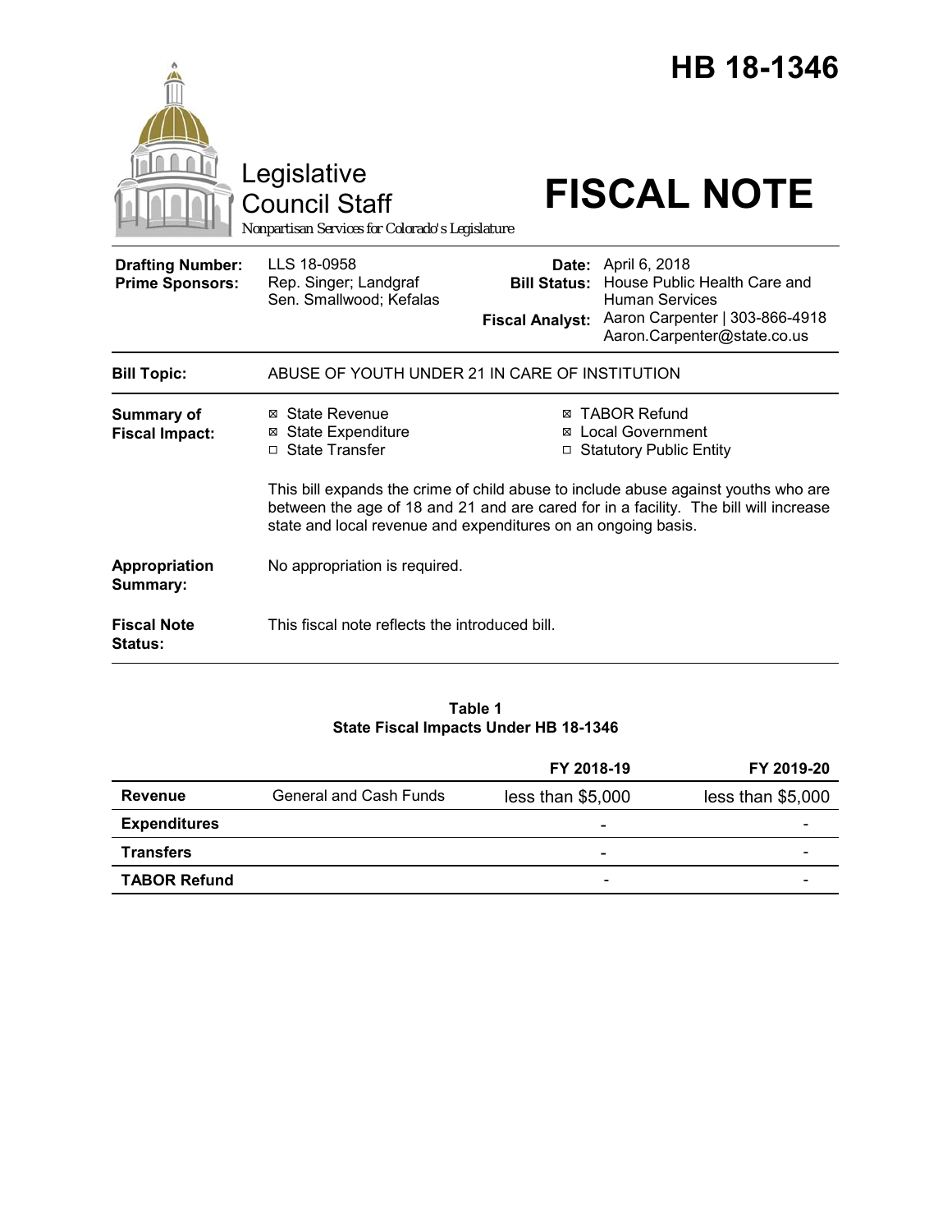# HB 18-1346

Legislative Council Staff

*Nonpartisan Services for Colorado's Legislature*

# FISCAL NOTE

| | | | |
|---|---|---|---|
| **Drafting Number:** | LLS 18-0958 | **Date:** | April 6, 2018 |
| **Prime Sponsors:** | Rep. Singer; Landgraf<br>Sen. Smallwood; Kefalas | **Bill Status:** | House Public Health Care and Human Services |
| | | **Fiscal Analyst:** | Aaron Carpenter \| 303-866-4918<br>Aaron.Carpenter@state.co.us |

| | |
|---|---|
| **Bill Topic:** | ABUSE OF YOUTH UNDER 21 IN CARE OF INSTITUTION |
| **Summary of Fiscal Impact:** | ☒ State Revenue<br>☒ State Expenditure<br>☐ State Transfer<br>☒ TABOR Refund<br>☒ Local Government<br>☐ Statutory Public Entity<br><br>This bill expands the crime of child abuse to include abuse against youths who are between the age of 18 and 21 and are cared for in a facility. The bill will increase state and local revenue and expenditures on an ongoing basis. |
| **Appropriation Summary:** | No appropriation is required. |
| **Fiscal Note Status:** | This fiscal note reflects the introduced bill. |

**Table 1**
**State Fiscal Impacts Under HB 18-1346**

| | | FY 2018-19 | FY 2019-20 |
|---|---|---|---|
| **Revenue** | General and Cash Funds | less than $5,000 | less than $5,000 |
| **Expenditures** | | - | - |
| **Transfers** | | - | - |
| **TABOR Refund** | | - | - |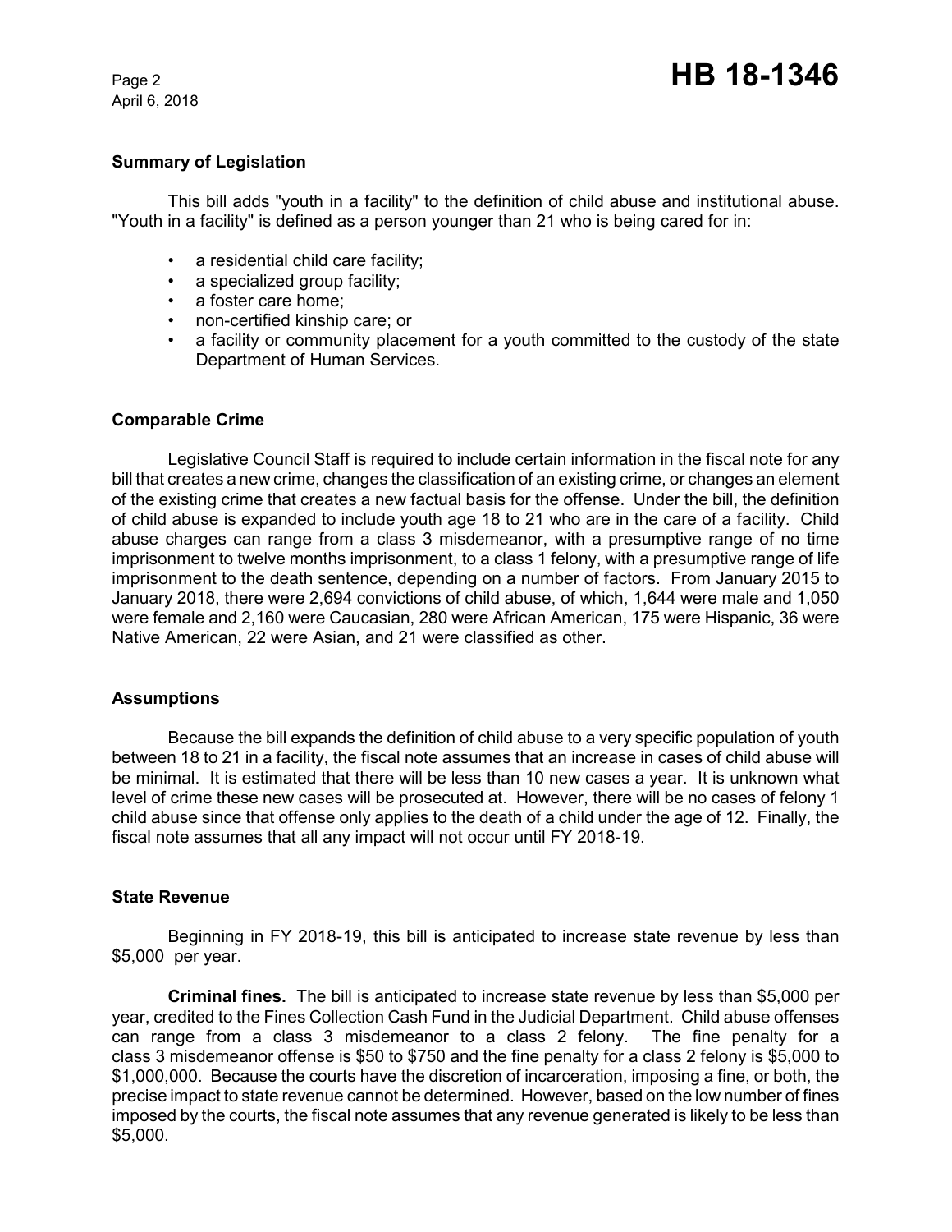### Summary of Legislation

This bill adds "youth in a facility" to the definition of child abuse and institutional abuse. "Youth in a facility" is defined as a person younger than 21 who is being cared for in:

- a residential child care facility;
- a specialized group facility;
- a foster care home;
- non-certified kinship care; or
- a facility or community placement for a youth committed to the custody of the state Department of Human Services.

### Comparable Crime

Legislative Council Staff is required to include certain information in the fiscal note for any bill that creates a new crime, changes the classification of an existing crime, or changes an element of the existing crime that creates a new factual basis for the offense. Under the bill, the definition of child abuse is expanded to include youth age 18 to 21 who are in the care of a facility. Child abuse charges can range from a class 3 misdemeanor, with a presumptive range of no time imprisonment to twelve months imprisonment, to a class 1 felony, with a presumptive range of life imprisonment to the death sentence, depending on a number of factors. From January 2015 to January 2018, there were 2,694 convictions of child abuse, of which, 1,644 were male and 1,050 were female and 2,160 were Caucasian, 280 were African American, 175 were Hispanic, 36 were Native American, 22 were Asian, and 21 were classified as other.

### Assumptions

Because the bill expands the definition of child abuse to a very specific population of youth between 18 to 21 in a facility, the fiscal note assumes that an increase in cases of child abuse will be minimal. It is estimated that there will be less than 10 new cases a year. It is unknown what level of crime these new cases will be prosecuted at. However, there will be no cases of felony 1 child abuse since that offense only applies to the death of a child under the age of 12. Finally, the fiscal note assumes that all any impact will not occur until FY 2018-19.

### State Revenue

Beginning in FY 2018-19, this bill is anticipated to increase state revenue by less than $5,000 per year.

**Criminal fines.** The bill is anticipated to increase state revenue by less than $5,000 per year, credited to the Fines Collection Cash Fund in the Judicial Department. Child abuse offenses can range from a class 3 misdemeanor to a class 2 felony. The fine penalty for a class 3 misdemeanor offense is $50 to $750 and the fine penalty for a class 2 felony is $5,000 to $1,000,000. Because the courts have the discretion of incarceration, imposing a fine, or both, the precise impact to state revenue cannot be determined. However, based on the low number of fines imposed by the courts, the fiscal note assumes that any revenue generated is likely to be less than $5,000.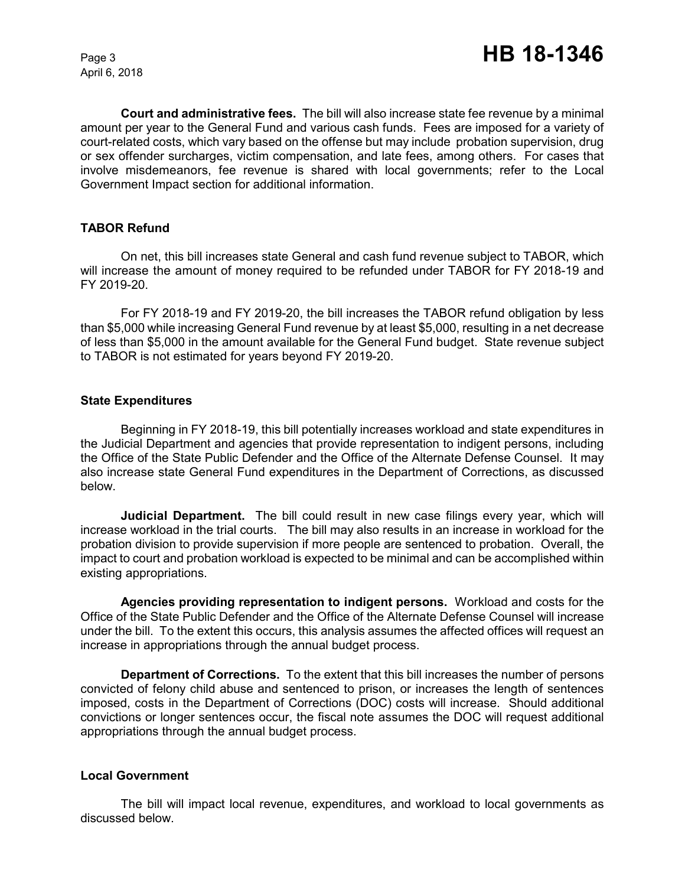**Court and administrative fees.** The bill will also increase state fee revenue by a minimal amount per year to the General Fund and various cash funds. Fees are imposed for a variety of court-related costs, which vary based on the offense but may include probation supervision, drug or sex offender surcharges, victim compensation, and late fees, among others. For cases that involve misdemeanors, fee revenue is shared with local governments; refer to the Local Government Impact section for additional information.

## TABOR Refund

On net, this bill increases state General and cash fund revenue subject to TABOR, which will increase the amount of money required to be refunded under TABOR for FY 2018-19 and FY 2019-20.

For FY 2018-19 and FY 2019-20, the bill increases the TABOR refund obligation by less than $5,000 while increasing General Fund revenue by at least $5,000, resulting in a net decrease of less than $5,000 in the amount available for the General Fund budget. State revenue subject to TABOR is not estimated for years beyond FY 2019-20.

## State Expenditures

Beginning in FY 2018-19, this bill potentially increases workload and state expenditures in the Judicial Department and agencies that provide representation to indigent persons, including the Office of the State Public Defender and the Office of the Alternate Defense Counsel. It may also increase state General Fund expenditures in the Department of Corrections, as discussed below.

**Judicial Department.** The bill could result in new case filings every year, which will increase workload in the trial courts. The bill may also results in an increase in workload for the probation division to provide supervision if more people are sentenced to probation. Overall, the impact to court and probation workload is expected to be minimal and can be accomplished within existing appropriations.

**Agencies providing representation to indigent persons.** Workload and costs for the Office of the State Public Defender and the Office of the Alternate Defense Counsel will increase under the bill. To the extent this occurs, this analysis assumes the affected offices will request an increase in appropriations through the annual budget process.

**Department of Corrections.** To the extent that this bill increases the number of persons convicted of felony child abuse and sentenced to prison, or increases the length of sentences imposed, costs in the Department of Corrections (DOC) costs will increase. Should additional convictions or longer sentences occur, the fiscal note assumes the DOC will request additional appropriations through the annual budget process.

## Local Government

The bill will impact local revenue, expenditures, and workload to local governments as discussed below.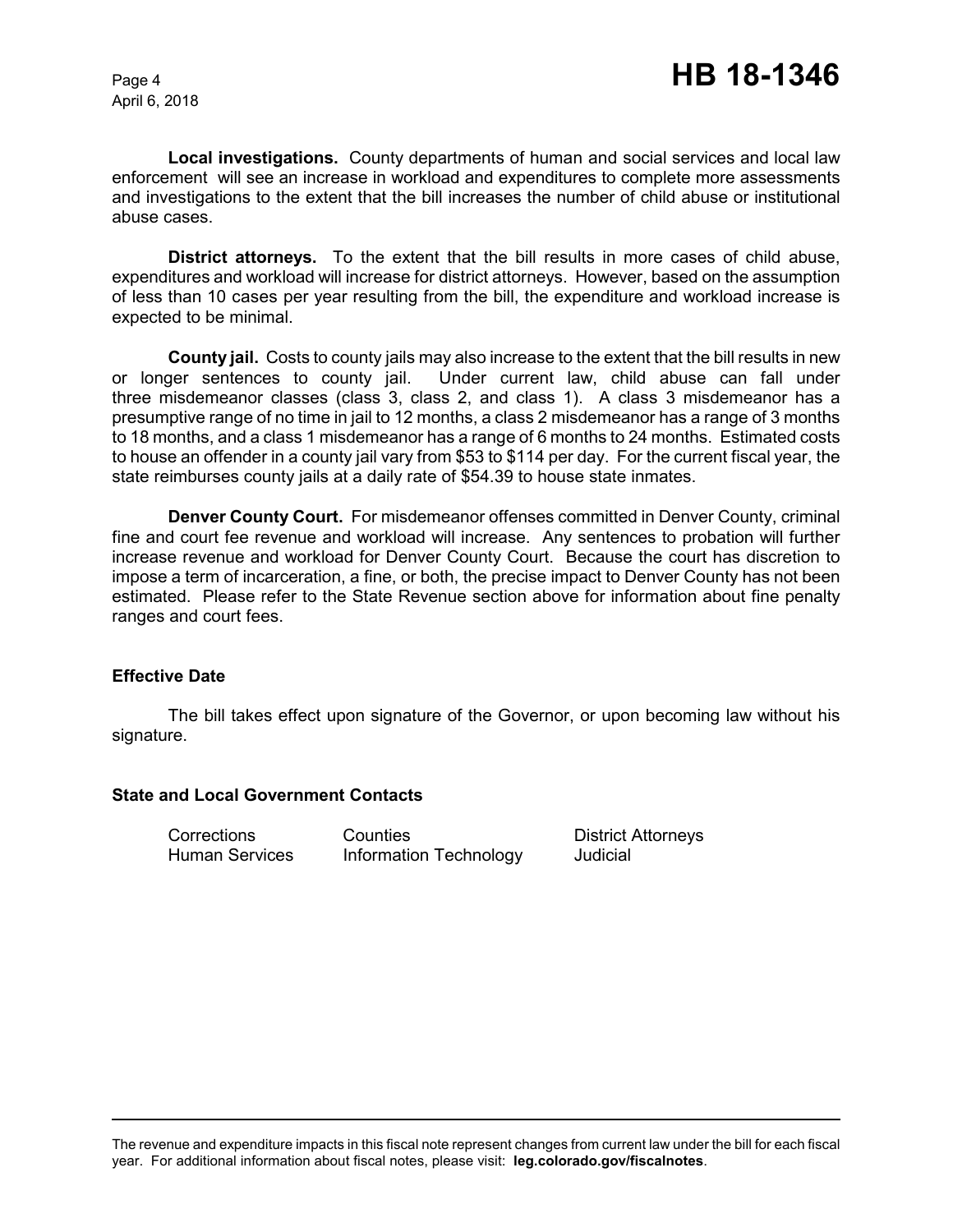**Local investigations.** County departments of human and social services and local law enforcement will see an increase in workload and expenditures to complete more assessments and investigations to the extent that the bill increases the number of child abuse or institutional abuse cases.

**District attorneys.** To the extent that the bill results in more cases of child abuse, expenditures and workload will increase for district attorneys. However, based on the assumption of less than 10 cases per year resulting from the bill, the expenditure and workload increase is expected to be minimal.

**County jail.** Costs to county jails may also increase to the extent that the bill results in new or longer sentences to county jail. Under current law, child abuse can fall under three misdemeanor classes (class 3, class 2, and class 1). A class 3 misdemeanor has a presumptive range of no time in jail to 12 months, a class 2 misdemeanor has a range of 3 months to 18 months, and a class 1 misdemeanor has a range of 6 months to 24 months. Estimated costs to house an offender in a county jail vary from $53 to $114 per day. For the current fiscal year, the state reimburses county jails at a daily rate of $54.39 to house state inmates.

**Denver County Court.** For misdemeanor offenses committed in Denver County, criminal fine and court fee revenue and workload will increase. Any sentences to probation will further increase revenue and workload for Denver County Court. Because the court has discretion to impose a term of incarceration, a fine, or both, the precise impact to Denver County has not been estimated. Please refer to the State Revenue section above for information about fine penalty ranges and court fees.

## Effective Date

The bill takes effect upon signature of the Governor, or upon becoming law without his signature.

## State and Local Government Contacts

| | | |
|---|---|---|
| Corrections | Counties | District Attorneys |
| Human Services | Information Technology | Judicial |

The revenue and expenditure impacts in this fiscal note represent changes from current law under the bill for each fiscal year. For additional information about fiscal notes, please visit: **leg.colorado.gov/fiscalnotes**.